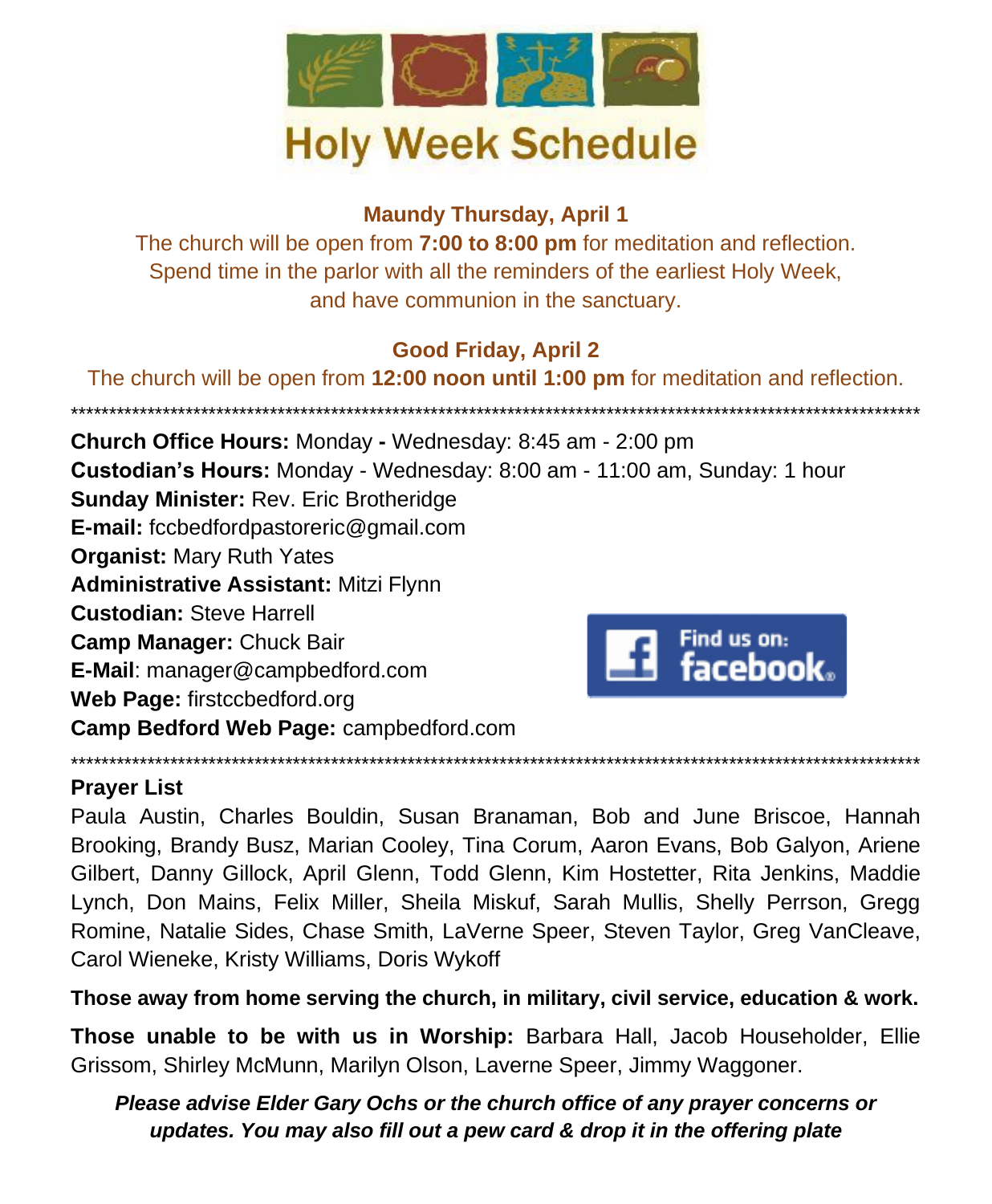# Holy Week Schedule

**Maundy Thursday, April 1**

The church will be open from **7:00 to 8:00 pm** for meditation and reflection. Spend time in the parlor with all the reminders of the earliest Holy Week, and have communion in the sanctuary.

**Good Friday, April 2**

The church will be open from **12:00 noon until 1:00 pm** for meditation and reflection.

******************************************************************************************************************************

**Church Office Hours:** Monday **-** Wednesday: 8:45 am - 2:00 pm
**Custodian's Hours:** Monday - Wednesday: 8:00 am - 11:00 am, Sunday: 1 hour
**Sunday Minister:** Rev. Eric Brotheridge
**E-mail:** fccbedfordpastoreric@gmail.com
**Organist:** Mary Ruth Yates
**Administrative Assistant:** Mitzi Flynn
**Custodian:** Steve Harrell
**Camp Manager:** Chuck Bair
**E-Mail**: manager@campbedford.com
**Web Page:** firstccbedford.org
**Camp Bedford Web Page:** campbedford.com

Find us on: facebook.

******************************************************************************************************************************

**Prayer List**

Paula Austin, Charles Bouldin, Susan Branaman, Bob and June Briscoe, Hannah Brooking, Brandy Busz, Marian Cooley, Tina Corum, Aaron Evans, Bob Galyon, Ariene Gilbert, Danny Gillock, April Glenn, Todd Glenn, Kim Hostetter, Rita Jenkins, Maddie Lynch, Don Mains, Felix Miller, Sheila Miskuf, Sarah Mullis, Shelly Perrson, Gregg Romine, Natalie Sides, Chase Smith, LaVerne Speer, Steven Taylor, Greg VanCleave, Carol Wieneke, Kristy Williams, Doris Wykoff

**Those away from home serving the church, in military, civil service, education & work.**

**Those unable to be with us in Worship:** Barbara Hall, Jacob Householder, Ellie Grissom, Shirley McMunn, Marilyn Olson, Laverne Speer, Jimmy Waggoner.

***Please advise Elder Gary Ochs or the church office of any prayer concerns or updates. You may also fill out a pew card & drop it in the offering plate***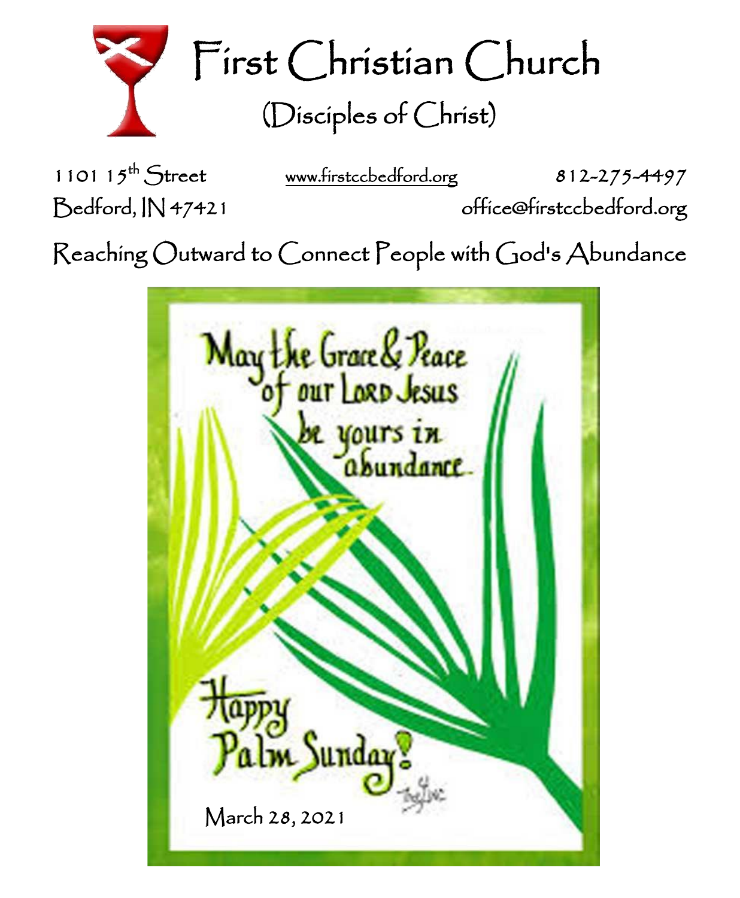# First Christian Church

## (Disciples of Christ)

1101 15th Street
Bedford, IN 47421

www.firstccbedford.org

812-275-4497

office@firstccbedford.org

Reaching Outward to Connect People with God's Abundance

May the Grace & Peace of our Lord Jesus be yours in abundance.

Happy Palm Sunday!

March 28, 2021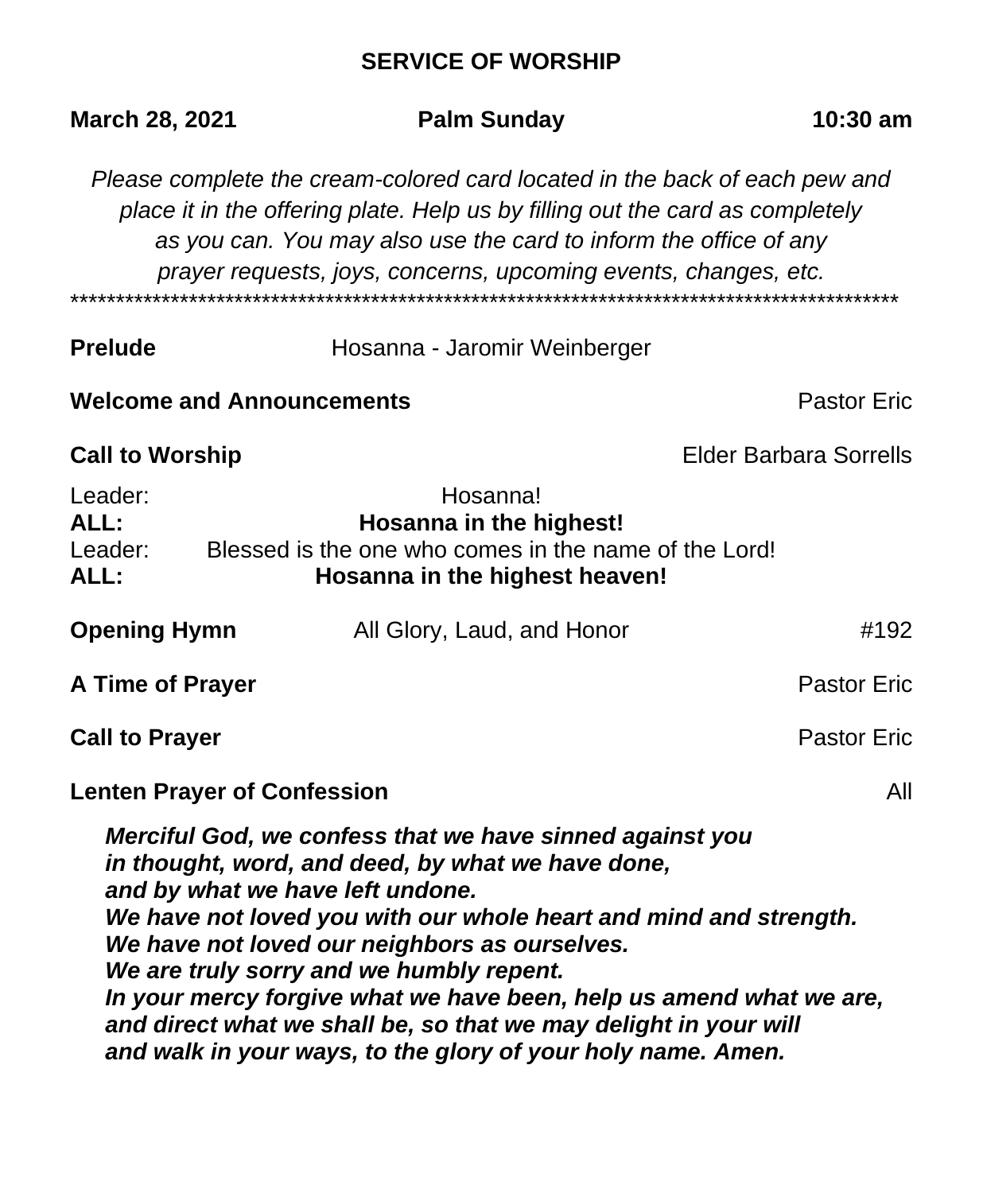## SERVICE OF WORSHIP

**March 28, 2021** **Palm Sunday** **10:30 am**

*Please complete the cream-colored card located in the back of each pew and place it in the offering plate. Help us by filling out the card as completely as you can. You may also use the card to inform the office of any prayer requests, joys, concerns, upcoming events, changes, etc.*

******************************************************************************************

**Prelude** Hosanna - Jaromir Weinberger

**Welcome and Announcements** Pastor Eric

**Call to Worship** Elder Barbara Sorrells

Leader: Hosanna!
**ALL: Hosanna in the highest!**
Leader: Blessed is the one who comes in the name of the Lord!
**ALL: Hosanna in the highest heaven!**

**Opening Hymn** All Glory, Laud, and Honor #192

**A Time of Prayer** Pastor Eric

**Call to Prayer** Pastor Eric

**Lenten Prayer of Confession** All

***Merciful God, we confess that we have sinned against you in thought, word, and deed, by what we have done, and by what we have left undone. We have not loved you with our whole heart and mind and strength. We have not loved our neighbors as ourselves. We are truly sorry and we humbly repent. In your mercy forgive what we have been, help us amend what we are, and direct what we shall be, so that we may delight in your will and walk in your ways, to the glory of your holy name. Amen.***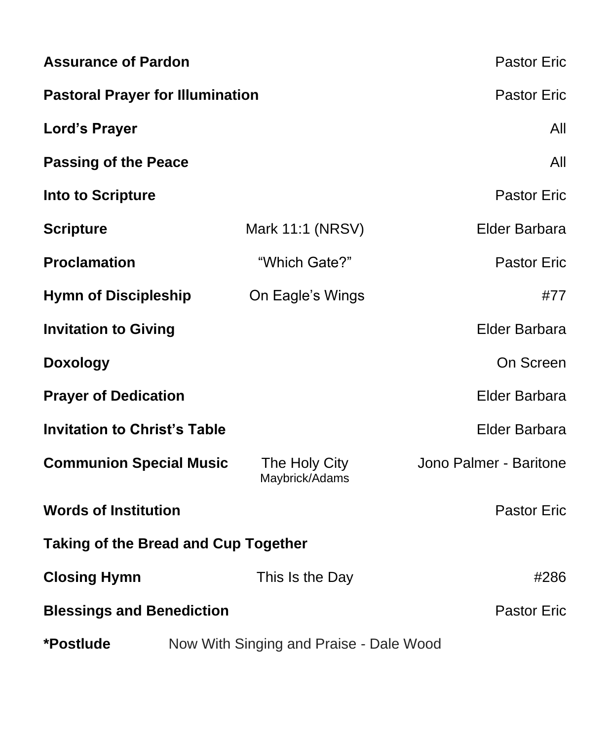| | | |
|---|---|---|
| **Assurance of Pardon** | | Pastor Eric |
| **Pastoral Prayer for Illumination** | | Pastor Eric |
| **Lord's Prayer** | | All |
| **Passing of the Peace** | | All |
| **Into to Scripture** | | Pastor Eric |
| **Scripture** | Mark 11:1 (NRSV) | Elder Barbara |
| **Proclamation** | "Which Gate?" | Pastor Eric |
| **Hymn of Discipleship** | On Eagle's Wings | #77 |
| **Invitation to Giving** | | Elder Barbara |
| **Doxology** | | On Screen |
| **Prayer of Dedication** | | Elder Barbara |
| **Invitation to Christ's Table** | | Elder Barbara |
| **Communion Special Music** | The Holy City<br>Maybrick/Adams | Jono Palmer - Baritone |
| **Words of Institution** | | Pastor Eric |
| **Taking of the Bread and Cup Together** | | |
| **Closing Hymn** | This Is the Day | #286 |
| **Blessings and Benediction** | | Pastor Eric |

**\*Postlude** Now With Singing and Praise - Dale Wood